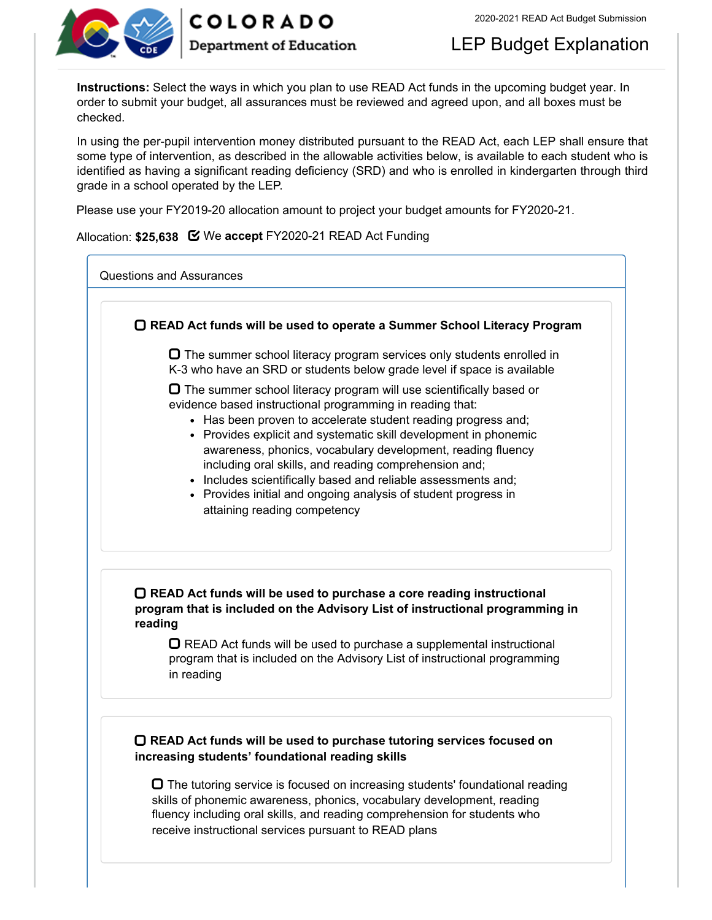COLORADO
Department of Education

2020-2021 READ Act Budget Submission

# LEP Budget Explanation

**Instructions:** Select the ways in which you plan to use READ Act funds in the upcoming budget year. In order to submit your budget, all assurances must be reviewed and agreed upon, and all boxes must be checked.

In using the per-pupil intervention money distributed pursuant to the READ Act, each LEP shall ensure that some type of intervention, as described in the allowable activities below, is available to each student who is identified as having a significant reading deficiency (SRD) and who is enrolled in kindergarten through third grade in a school operated by the LEP.

Please use your FY2019-20 allocation amount to project your budget amounts for FY2020-21.

Allocation: **$25,638** ☑ We **accept** FY2020-21 READ Act Funding

## Questions and Assurances

☐ **READ Act funds will be used to operate a Summer School Literacy Program**

☐ The summer school literacy program services only students enrolled in K-3 who have an SRD or students below grade level if space is available

☐ The summer school literacy program will use scientifically based or evidence based instructional programming in reading that:

- Has been proven to accelerate student reading progress and;
- Provides explicit and systematic skill development in phonemic awareness, phonics, vocabulary development, reading fluency including oral skills, and reading comprehension and;
- Includes scientifically based and reliable assessments and;
- Provides initial and ongoing analysis of student progress in attaining reading competency

☐ **READ Act funds will be used to purchase a core reading instructional program that is included on the Advisory List of instructional programming in reading**

☐ READ Act funds will be used to purchase a supplemental instructional program that is included on the Advisory List of instructional programming in reading

☐ **READ Act funds will be used to purchase tutoring services focused on increasing students' foundational reading skills**

☐ The tutoring service is focused on increasing students' foundational reading skills of phonemic awareness, phonics, vocabulary development, reading fluency including oral skills, and reading comprehension for students who receive instructional services pursuant to READ plans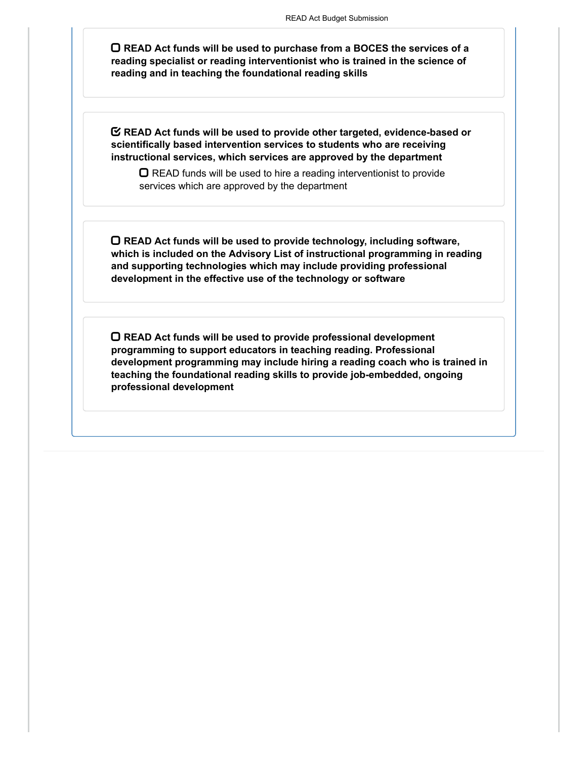- [ ] **READ Act funds will be used to purchase from a BOCES the services of a reading specialist or reading interventionist who is trained in the science of reading and in teaching the foundational reading skills**

- [x] **READ Act funds will be used to provide other targeted, evidence-based or scientifically based intervention services to students who are receiving instructional services, which services are approved by the department**
    - [ ] READ funds will be used to hire a reading interventionist to provide services which are approved by the department

- [ ] **READ Act funds will be used to provide technology, including software, which is included on the Advisory List of instructional programming in reading and supporting technologies which may include providing professional development in the effective use of the technology or software**

- [ ] **READ Act funds will be used to provide professional development programming to support educators in teaching reading. Professional development programming may include hiring a reading coach who is trained in teaching the foundational reading skills to provide job-embedded, ongoing professional development**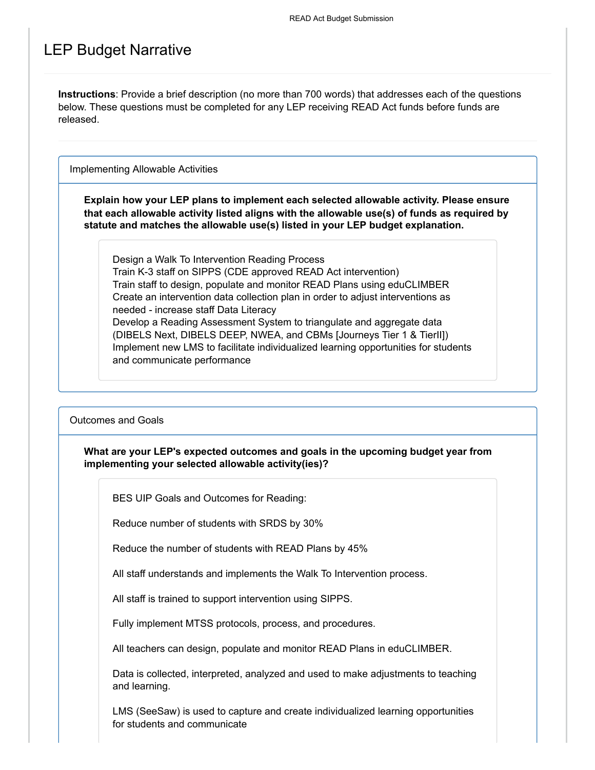# LEP Budget Narrative

**Instructions**: Provide a brief description (no more than 700 words) that addresses each of the questions below. These questions must be completed for any LEP receiving READ Act funds before funds are released.

## Implementing Allowable Activities

**Explain how your LEP plans to implement each selected allowable activity. Please ensure that each allowable activity listed aligns with the allowable use(s) of funds as required by statute and matches the allowable use(s) listed in your LEP budget explanation.**

Design a Walk To Intervention Reading Process
Train K-3 staff on SIPPS (CDE approved READ Act intervention)
Train staff to design, populate and monitor READ Plans using eduCLIMBER
Create an intervention data collection plan in order to adjust interventions as needed - increase staff Data Literacy
Develop a Reading Assessment System to triangulate and aggregate data (DIBELS Next, DIBELS DEEP, NWEA, and CBMs [Journeys Tier 1 & TierII])
Implement new LMS to facilitate individualized learning opportunities for students and communicate performance

## Outcomes and Goals

**What are your LEP's expected outcomes and goals in the upcoming budget year from implementing your selected allowable activity(ies)?**

BES UIP Goals and Outcomes for Reading:

Reduce number of students with SRDS by 30%

Reduce the number of students with READ Plans by 45%

All staff understands and implements the Walk To Intervention process.

All staff is trained to support intervention using SIPPS.

Fully implement MTSS protocols, process, and procedures.

All teachers can design, populate and monitor READ Plans in eduCLIMBER.

Data is collected, interpreted, analyzed and used to make adjustments to teaching and learning.

LMS (SeeSaw) is used to capture and create individualized learning opportunities for students and communicate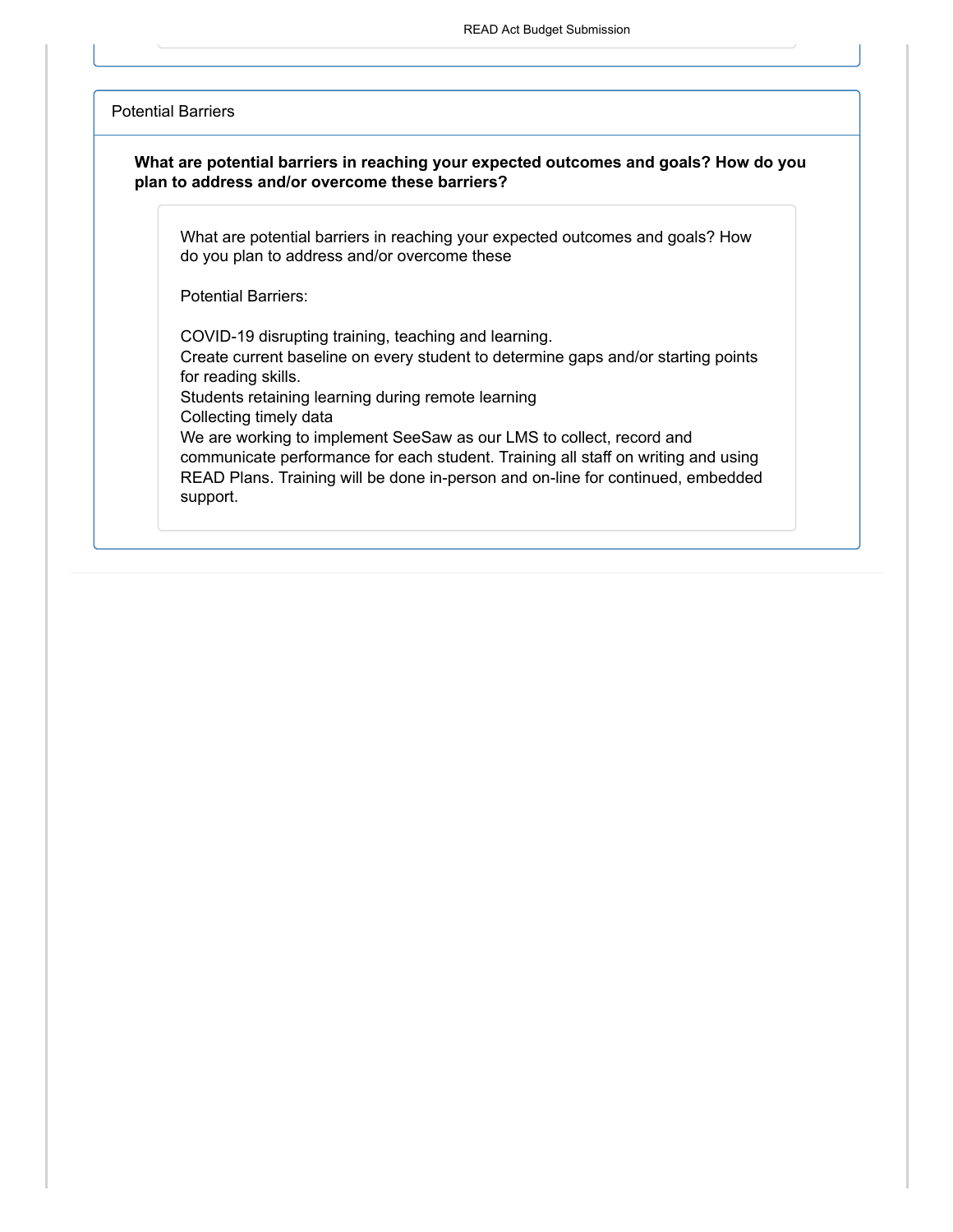## Potential Barriers

**What are potential barriers in reaching your expected outcomes and goals? How do you plan to address and/or overcome these barriers?**

What are potential barriers in reaching your expected outcomes and goals? How do you plan to address and/or overcome these

Potential Barriers:

COVID-19 disrupting training, teaching and learning.
Create current baseline on every student to determine gaps and/or starting points for reading skills.
Students retaining learning during remote learning
Collecting timely data
We are working to implement SeeSaw as our LMS to collect, record and communicate performance for each student. Training all staff on writing and using READ Plans. Training will be done in-person and on-line for continued, embedded support.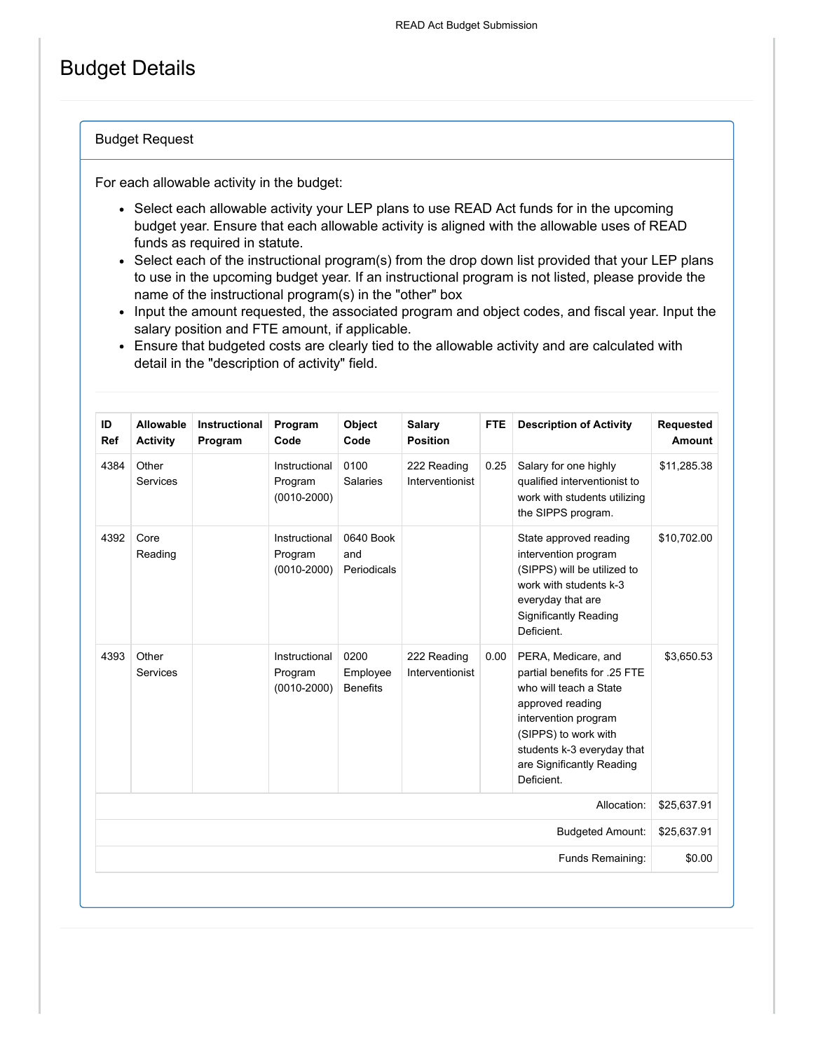# Budget Details

## Budget Request

For each allowable activity in the budget:

- Select each allowable activity your LEP plans to use READ Act funds for in the upcoming budget year. Ensure that each allowable activity is aligned with the allowable uses of READ funds as required in statute.
- Select each of the instructional program(s) from the drop down list provided that your LEP plans to use in the upcoming budget year. If an instructional program is not listed, please provide the name of the instructional program(s) in the "other" box
- Input the amount requested, the associated program and object codes, and fiscal year. Input the salary position and FTE amount, if applicable.
- Ensure that budgeted costs are clearly tied to the allowable activity and are calculated with detail in the "description of activity" field.

| ID Ref | Allowable Activity | Instructional Program | Program Code | Object Code | Salary Position | FTE | Description of Activity | Requested Amount |
|---|---|---|---|---|---|---|---|---|
| 4384 | Other Services | | Instructional Program (0010-2000) | 0100 Salaries | 222 Reading Interventionist | 0.25 | Salary for one highly qualified interventionist to work with students utilizing the SIPPS program. | $11,285.38 |
| 4392 | Core Reading | | Instructional Program (0010-2000) | 0640 Book and Periodicals | | | State approved reading intervention program (SIPPS) will be utilized to work with students k-3 everyday that are Significantly Reading Deficient. | $10,702.00 |
| 4393 | Other Services | | Instructional Program (0010-2000) | 0200 Employee Benefits | 222 Reading Interventionist | 0.00 | PERA, Medicare, and partial benefits for .25 FTE who will teach a State approved reading intervention program (SIPPS) to work with students k-3 everyday that are Significantly Reading Deficient. | $3,650.53 |
| | | | | | | | Allocation: | $25,637.91 |
| | | | | | | | Budgeted Amount: | $25,637.91 |
| | | | | | | | Funds Remaining: | $0.00 |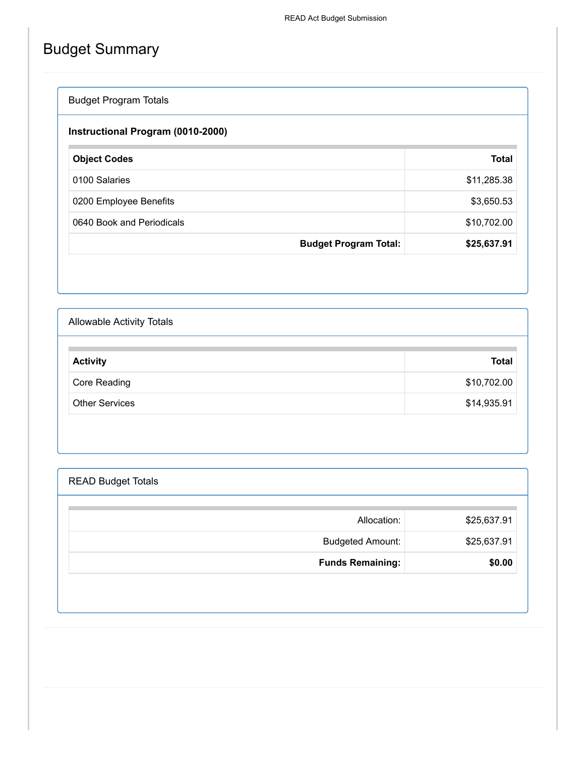# Budget Summary

## Budget Program Totals

### Instructional Program (0010-2000)

| Object Codes | Total |
|---|---|
| 0100 Salaries | $11,285.38 |
| 0200 Employee Benefits | $3,650.53 |
| 0640 Book and Periodicals | $10,702.00 |
| **Budget Program Total:** | **$25,637.91** |

## Allowable Activity Totals

| Activity | Total |
|---|---|
| Core Reading | $10,702.00 |
| Other Services | $14,935.91 |

## READ Budget Totals

| | |
|---|---|
| Allocation: | $25,637.91 |
| Budgeted Amount: | $25,637.91 |
| **Funds Remaining:** | **$0.00** |